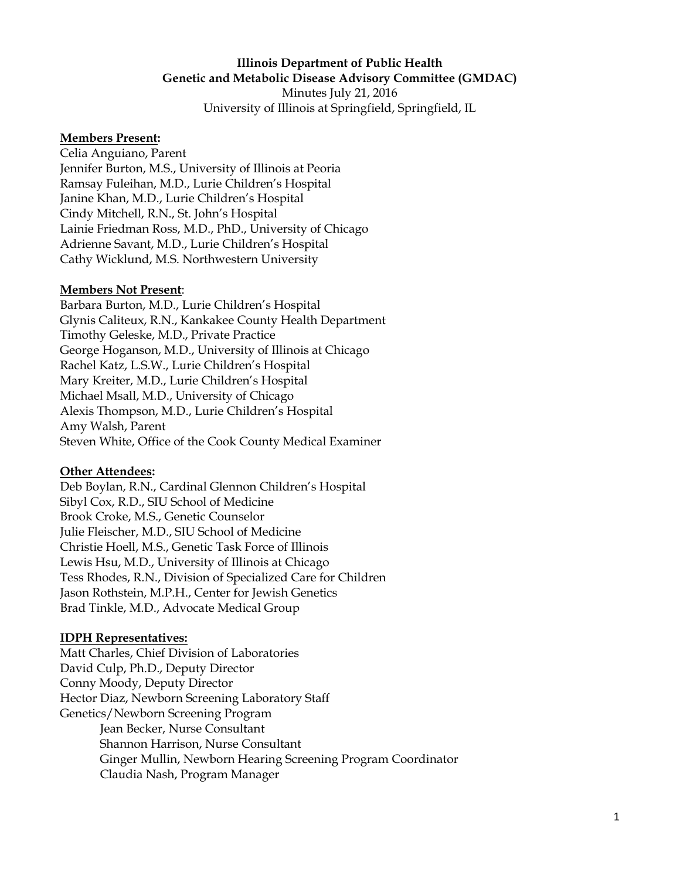**Illinois Department of Public Health**
**Genetic and Metabolic Disease Advisory Committee (GMDAC)**
Minutes July 21, 2016
University of Illinois at Springfield, Springfield, IL

**Members Present:**

Celia Anguiano, Parent
Jennifer Burton, M.S., University of Illinois at Peoria
Ramsay Fuleihan, M.D., Lurie Children's Hospital
Janine Khan, M.D., Lurie Children's Hospital
Cindy Mitchell, R.N., St. John's Hospital
Lainie Friedman Ross, M.D., PhD., University of Chicago
Adrienne Savant, M.D., Lurie Children's Hospital
Cathy Wicklund, M.S. Northwestern University

**Members Not Present**:

Barbara Burton, M.D., Lurie Children's Hospital
Glynis Caliteux, R.N., Kankakee County Health Department
Timothy Geleske, M.D., Private Practice
George Hoganson, M.D., University of Illinois at Chicago
Rachel Katz, L.S.W., Lurie Children's Hospital
Mary Kreiter, M.D., Lurie Children's Hospital
Michael Msall, M.D., University of Chicago
Alexis Thompson, M.D., Lurie Children's Hospital
Amy Walsh, Parent
Steven White, Office of the Cook County Medical Examiner

**Other Attendees:**

Deb Boylan, R.N., Cardinal Glennon Children's Hospital
Sibyl Cox, R.D., SIU School of Medicine
Brook Croke, M.S., Genetic Counselor
Julie Fleischer, M.D., SIU School of Medicine
Christie Hoell, M.S., Genetic Task Force of Illinois
Lewis Hsu, M.D., University of Illinois at Chicago
Tess Rhodes, R.N., Division of Specialized Care for Children
Jason Rothstein, M.P.H., Center for Jewish Genetics
Brad Tinkle, M.D., Advocate Medical Group

**IDPH Representatives:**

Matt Charles, Chief Division of Laboratories
David Culp, Ph.D., Deputy Director
Conny Moody, Deputy Director
Hector Diaz, Newborn Screening Laboratory Staff
Genetics/Newborn Screening Program

- Jean Becker, Nurse Consultant
- Shannon Harrison, Nurse Consultant
- Ginger Mullin, Newborn Hearing Screening Program Coordinator
- Claudia Nash, Program Manager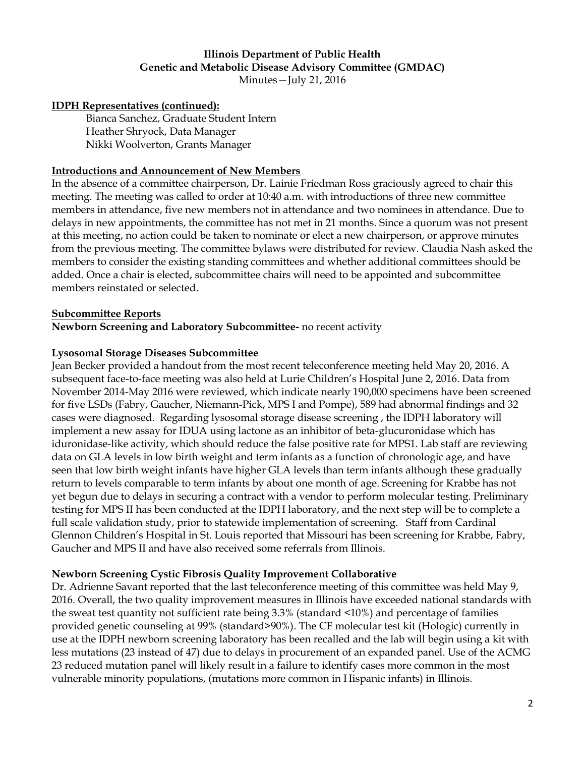**Illinois Department of Public Health**
**Genetic and Metabolic Disease Advisory Committee (GMDAC)**
Minutes—July 21, 2016

**IDPH Representatives (continued):**

Bianca Sanchez, Graduate Student Intern
Heather Shryock, Data Manager
Nikki Woolverton, Grants Manager

## Introductions and Announcement of New Members

In the absence of a committee chairperson, Dr. Lainie Friedman Ross graciously agreed to chair this meeting. The meeting was called to order at 10:40 a.m. with introductions of three new committee members in attendance, five new members not in attendance and two nominees in attendance. Due to delays in new appointments, the committee has not met in 21 months. Since a quorum was not present at this meeting, no action could be taken to nominate or elect a new chairperson, or approve minutes from the previous meeting. The committee bylaws were distributed for review. Claudia Nash asked the members to consider the existing standing committees and whether additional committees should be added. Once a chair is elected, subcommittee chairs will need to be appointed and subcommittee members reinstated or selected.

## Subcommittee Reports

**Newborn Screening and Laboratory Subcommittee-** no recent activity

### Lysosomal Storage Diseases Subcommittee

Jean Becker provided a handout from the most recent teleconference meeting held May 20, 2016. A subsequent face-to-face meeting was also held at Lurie Children's Hospital June 2, 2016. Data from November 2014-May 2016 were reviewed, which indicate nearly 190,000 specimens have been screened for five LSDs (Fabry, Gaucher, Niemann-Pick, MPS I and Pompe), 589 had abnormal findings and 32 cases were diagnosed. Regarding lysosomal storage disease screening , the IDPH laboratory will implement a new assay for IDUA using lactone as an inhibitor of beta-glucuronidase which has iduronidase-like activity, which should reduce the false positive rate for MPS1. Lab staff are reviewing data on GLA levels in low birth weight and term infants as a function of chronologic age, and have seen that low birth weight infants have higher GLA levels than term infants although these gradually return to levels comparable to term infants by about one month of age. Screening for Krabbe has not yet begun due to delays in securing a contract with a vendor to perform molecular testing. Preliminary testing for MPS II has been conducted at the IDPH laboratory, and the next step will be to complete a full scale validation study, prior to statewide implementation of screening. Staff from Cardinal Glennon Children's Hospital in St. Louis reported that Missouri has been screening for Krabbe, Fabry, Gaucher and MPS II and have also received some referrals from Illinois.

### Newborn Screening Cystic Fibrosis Quality Improvement Collaborative

Dr. Adrienne Savant reported that the last teleconference meeting of this committee was held May 9, 2016. Overall, the two quality improvement measures in Illinois have exceeded national standards with the sweat test quantity not sufficient rate being 3.3% (standard <10%) and percentage of families provided genetic counseling at 99% (standard>90%). The CF molecular test kit (Hologic) currently in use at the IDPH newborn screening laboratory has been recalled and the lab will begin using a kit with less mutations (23 instead of 47) due to delays in procurement of an expanded panel. Use of the ACMG 23 reduced mutation panel will likely result in a failure to identify cases more common in the most vulnerable minority populations, (mutations more common in Hispanic infants) in Illinois.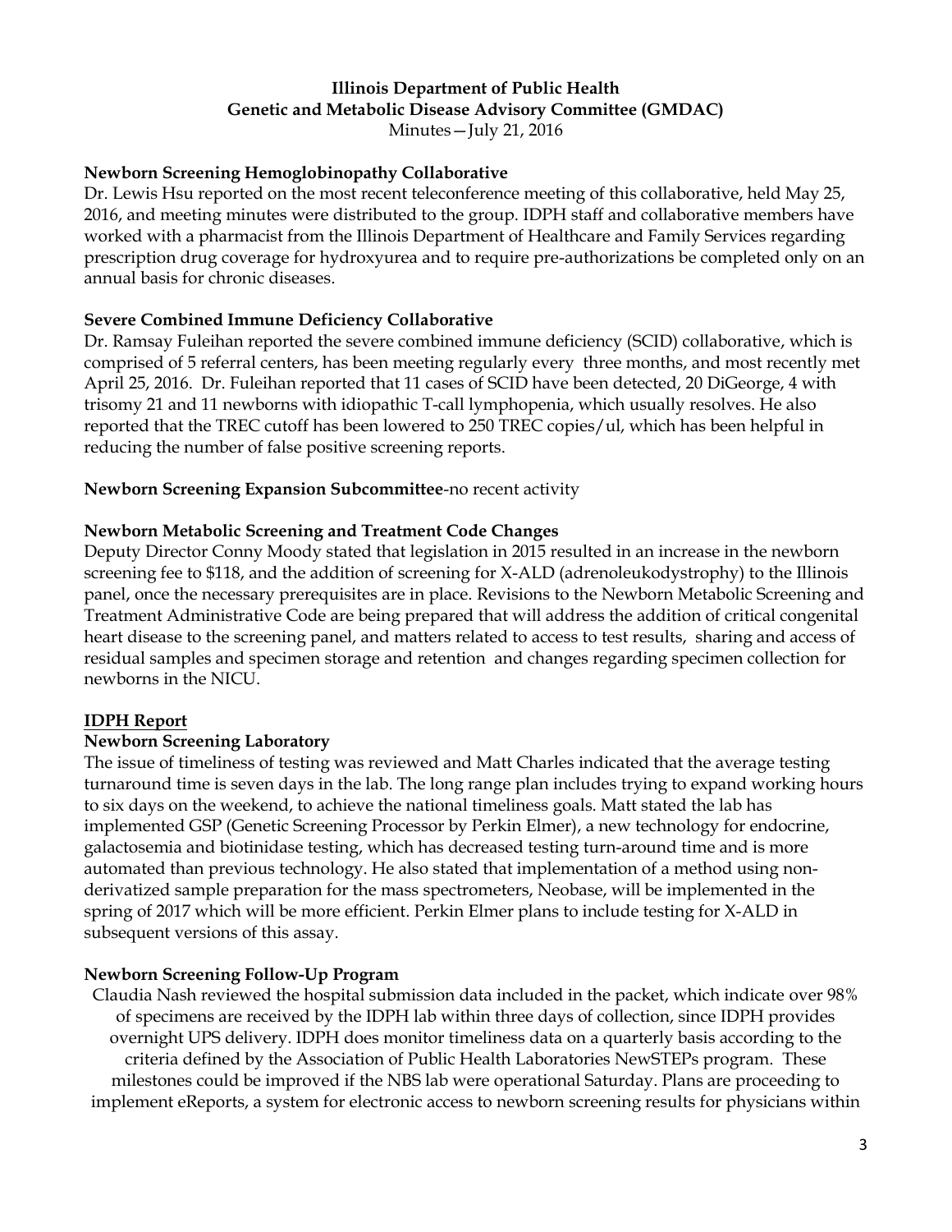**Illinois Department of Public Health**
**Genetic and Metabolic Disease Advisory Committee (GMDAC)**
Minutes—July 21, 2016

**Newborn Screening Hemoglobinopathy Collaborative**
Dr. Lewis Hsu reported on the most recent teleconference meeting of this collaborative, held May 25, 2016, and meeting minutes were distributed to the group. IDPH staff and collaborative members have worked with a pharmacist from the Illinois Department of Healthcare and Family Services regarding prescription drug coverage for hydroxyurea and to require pre-authorizations be completed only on an annual basis for chronic diseases.

**Severe Combined Immune Deficiency Collaborative**
Dr. Ramsay Fuleihan reported the severe combined immune deficiency (SCID) collaborative, which is comprised of 5 referral centers, has been meeting regularly every three months, and most recently met April 25, 2016. Dr. Fuleihan reported that 11 cases of SCID have been detected, 20 DiGeorge, 4 with trisomy 21 and 11 newborns with idiopathic T-call lymphopenia, which usually resolves. He also reported that the TREC cutoff has been lowered to 250 TREC copies/ul, which has been helpful in reducing the number of false positive screening reports.

**Newborn Screening Expansion Subcommittee**-no recent activity

**Newborn Metabolic Screening and Treatment Code Changes**
Deputy Director Conny Moody stated that legislation in 2015 resulted in an increase in the newborn screening fee to $118, and the addition of screening for X-ALD (adrenoleukodystrophy) to the Illinois panel, once the necessary prerequisites are in place. Revisions to the Newborn Metabolic Screening and Treatment Administrative Code are being prepared that will address the addition of critical congenital heart disease to the screening panel, and matters related to access to test results, sharing and access of residual samples and specimen storage and retention and changes regarding specimen collection for newborns in the NICU.

**IDPH Report**

**Newborn Screening Laboratory**
The issue of timeliness of testing was reviewed and Matt Charles indicated that the average testing turnaround time is seven days in the lab. The long range plan includes trying to expand working hours to six days on the weekend, to achieve the national timeliness goals. Matt stated the lab has implemented GSP (Genetic Screening Processor by Perkin Elmer), a new technology for endocrine, galactosemia and biotinidase testing, which has decreased testing turn-around time and is more automated than previous technology. He also stated that implementation of a method using non-derivatized sample preparation for the mass spectrometers, Neobase, will be implemented in the spring of 2017 which will be more efficient. Perkin Elmer plans to include testing for X-ALD in subsequent versions of this assay.

**Newborn Screening Follow-Up Program**
Claudia Nash reviewed the hospital submission data included in the packet, which indicate over 98% of specimens are received by the IDPH lab within three days of collection, since IDPH provides overnight UPS delivery. IDPH does monitor timeliness data on a quarterly basis according to the criteria defined by the Association of Public Health Laboratories NewSTEPs program. These milestones could be improved if the NBS lab were operational Saturday. Plans are proceeding to implement eReports, a system for electronic access to newborn screening results for physicians within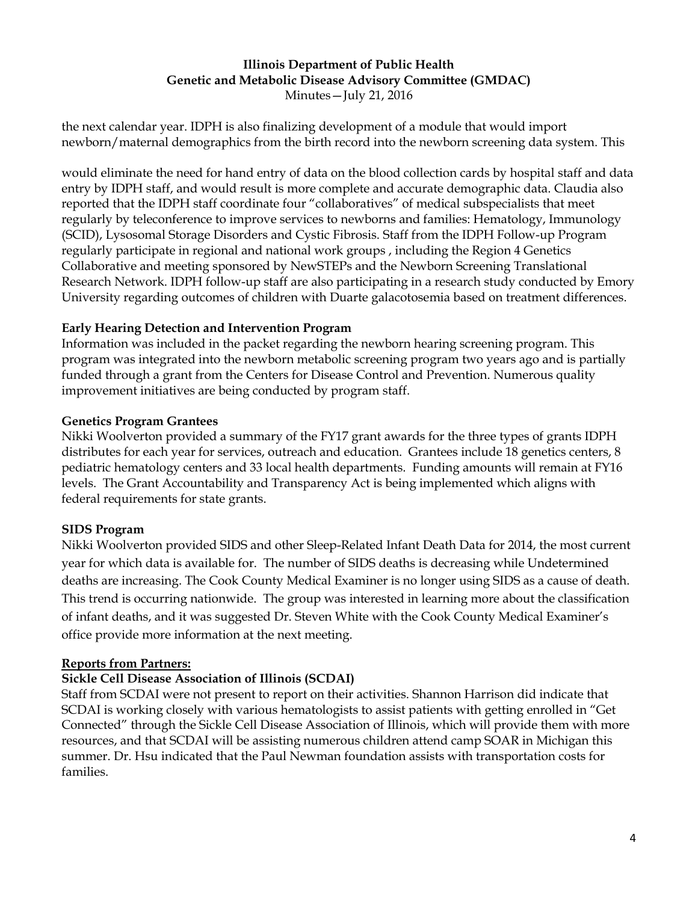the next calendar year. IDPH is also finalizing development of a module that would import newborn/maternal demographics from the birth record into the newborn screening data system. This

would eliminate the need for hand entry of data on the blood collection cards by hospital staff and data entry by IDPH staff, and would result is more complete and accurate demographic data. Claudia also reported that the IDPH staff coordinate four "collaboratives" of medical subspecialists that meet regularly by teleconference to improve services to newborns and families: Hematology, Immunology (SCID), Lysosomal Storage Disorders and Cystic Fibrosis. Staff from the IDPH Follow-up Program regularly participate in regional and national work groups , including the Region 4 Genetics Collaborative and meeting sponsored by NewSTEPs and the Newborn Screening Translational Research Network. IDPH follow-up staff are also participating in a research study conducted by Emory University regarding outcomes of children with Duarte galacotosemia based on treatment differences.

**Early Hearing Detection and Intervention Program**

Information was included in the packet regarding the newborn hearing screening program. This program was integrated into the newborn metabolic screening program two years ago and is partially funded through a grant from the Centers for Disease Control and Prevention. Numerous quality improvement initiatives are being conducted by program staff.

**Genetics Program Grantees**

Nikki Woolverton provided a summary of the FY17 grant awards for the three types of grants IDPH distributes for each year for services, outreach and education. Grantees include 18 genetics centers, 8 pediatric hematology centers and 33 local health departments. Funding amounts will remain at FY16 levels. The Grant Accountability and Transparency Act is being implemented which aligns with federal requirements for state grants.

**SIDS Program**

Nikki Woolverton provided SIDS and other Sleep-Related Infant Death Data for 2014, the most current year for which data is available for. The number of SIDS deaths is decreasing while Undetermined deaths are increasing. The Cook County Medical Examiner is no longer using SIDS as a cause of death. This trend is occurring nationwide. The group was interested in learning more about the classification of infant deaths, and it was suggested Dr. Steven White with the Cook County Medical Examiner's office provide more information at the next meeting.

**<u>Reports from Partners:</u>**

**Sickle Cell Disease Association of Illinois (SCDAI)**

Staff from SCDAI were not present to report on their activities. Shannon Harrison did indicate that SCDAI is working closely with various hematologists to assist patients with getting enrolled in "Get Connected" through the Sickle Cell Disease Association of Illinois, which will provide them with more resources, and that SCDAI will be assisting numerous children attend camp SOAR in Michigan this summer. Dr. Hsu indicated that the Paul Newman foundation assists with transportation costs for families.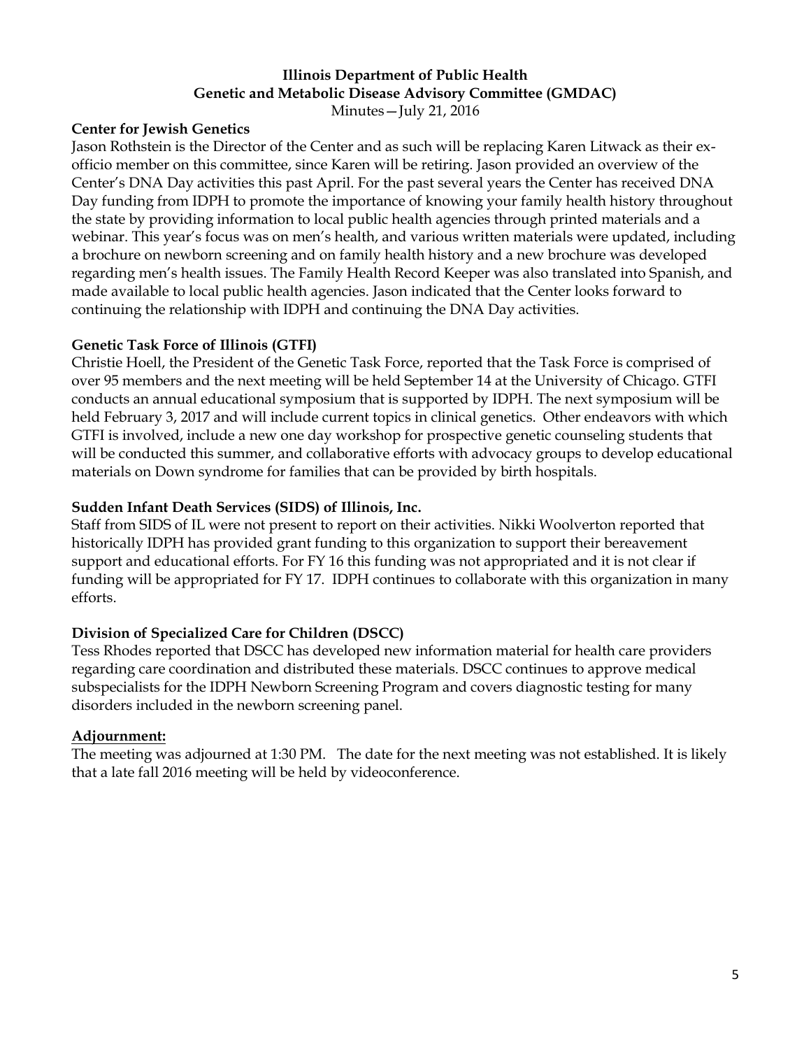**Illinois Department of Public Health**
**Genetic and Metabolic Disease Advisory Committee (GMDAC)**
Minutes—July 21, 2016

**Center for Jewish Genetics**

Jason Rothstein is the Director of the Center and as such will be replacing Karen Litwack as their ex-officio member on this committee, since Karen will be retiring. Jason provided an overview of the Center's DNA Day activities this past April. For the past several years the Center has received DNA Day funding from IDPH to promote the importance of knowing your family health history throughout the state by providing information to local public health agencies through printed materials and a webinar. This year's focus was on men's health, and various written materials were updated, including a brochure on newborn screening and on family health history and a new brochure was developed regarding men's health issues. The Family Health Record Keeper was also translated into Spanish, and made available to local public health agencies. Jason indicated that the Center looks forward to continuing the relationship with IDPH and continuing the DNA Day activities.

**Genetic Task Force of Illinois (GTFI)**

Christie Hoell, the President of the Genetic Task Force, reported that the Task Force is comprised of over 95 members and the next meeting will be held September 14 at the University of Chicago. GTFI conducts an annual educational symposium that is supported by IDPH. The next symposium will be held February 3, 2017 and will include current topics in clinical genetics. Other endeavors with which GTFI is involved, include a new one day workshop for prospective genetic counseling students that will be conducted this summer, and collaborative efforts with advocacy groups to develop educational materials on Down syndrome for families that can be provided by birth hospitals.

**Sudden Infant Death Services (SIDS) of Illinois, Inc.**

Staff from SIDS of IL were not present to report on their activities. Nikki Woolverton reported that historically IDPH has provided grant funding to this organization to support their bereavement support and educational efforts. For FY 16 this funding was not appropriated and it is not clear if funding will be appropriated for FY 17. IDPH continues to collaborate with this organization in many efforts.

**Division of Specialized Care for Children (DSCC)**

Tess Rhodes reported that DSCC has developed new information material for health care providers regarding care coordination and distributed these materials. DSCC continues to approve medical subspecialists for the IDPH Newborn Screening Program and covers diagnostic testing for many disorders included in the newborn screening panel.

**Adjournment:**

The meeting was adjourned at 1:30 PM. The date for the next meeting was not established. It is likely that a late fall 2016 meeting will be held by videoconference.